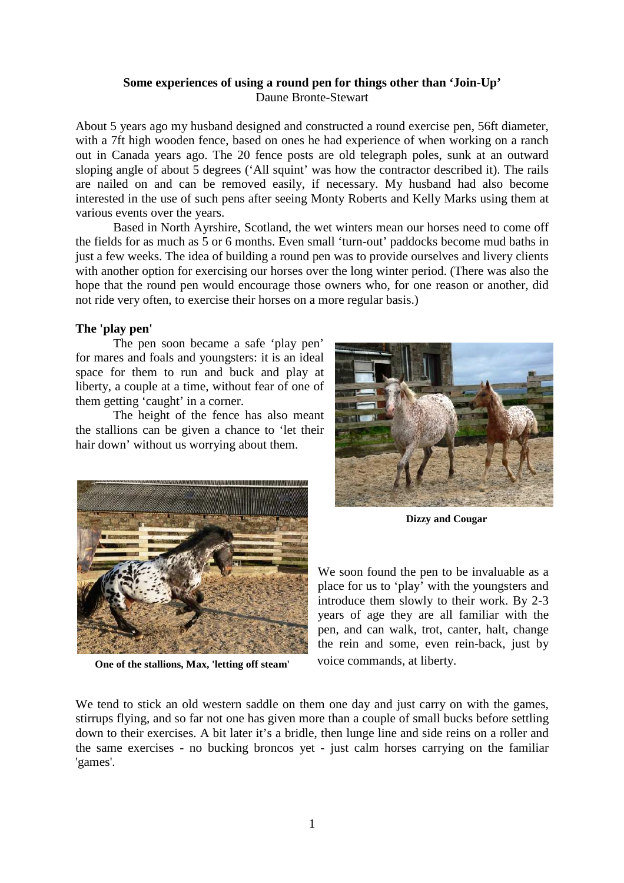**Some experiences of using a round pen for things other than 'Join-Up'**
Daune Bronte-Stewart

About 5 years ago my husband designed and constructed a round exercise pen, 56ft diameter, with a 7ft high wooden fence, based on ones he had experience of when working on a ranch out in Canada years ago. The 20 fence posts are old telegraph poles, sunk at an outward sloping angle of about 5 degrees ('All squint' was how the contractor described it). The rails are nailed on and can be removed easily, if necessary. My husband had also become interested in the use of such pens after seeing Monty Roberts and Kelly Marks using them at various events over the years.

Based in North Ayrshire, Scotland, the wet winters mean our horses need to come off the fields for as much as 5 or 6 months. Even small 'turn-out' paddocks become mud baths in just a few weeks. The idea of building a round pen was to provide ourselves and livery clients with another option for exercising our horses over the long winter period. (There was also the hope that the round pen would encourage those owners who, for one reason or another, did not ride very often, to exercise their horses on a more regular basis.)

**The 'play pen'**

The pen soon became a safe 'play pen' for mares and foals and youngsters: it is an ideal space for them to run and buck and play at liberty, a couple at a time, without fear of one of them getting 'caught' in a corner.

The height of the fence has also meant the stallions can be given a chance to 'let their hair down' without us worrying about them.

**Dizzy and Cougar**

**One of the stallions, Max, 'letting off steam'**

We soon found the pen to be invaluable as a place for us to 'play' with the youngsters and introduce them slowly to their work. By 2-3 years of age they are all familiar with the pen, and can walk, trot, canter, halt, change the rein and some, even rein-back, just by voice commands, at liberty.

We tend to stick an old western saddle on them one day and just carry on with the games, stirrups flying, and so far not one has given more than a couple of small bucks before settling down to their exercises. A bit later it's a bridle, then lunge line and side reins on a roller and the same exercises - no bucking broncos yet - just calm horses carrying on the familiar 'games'.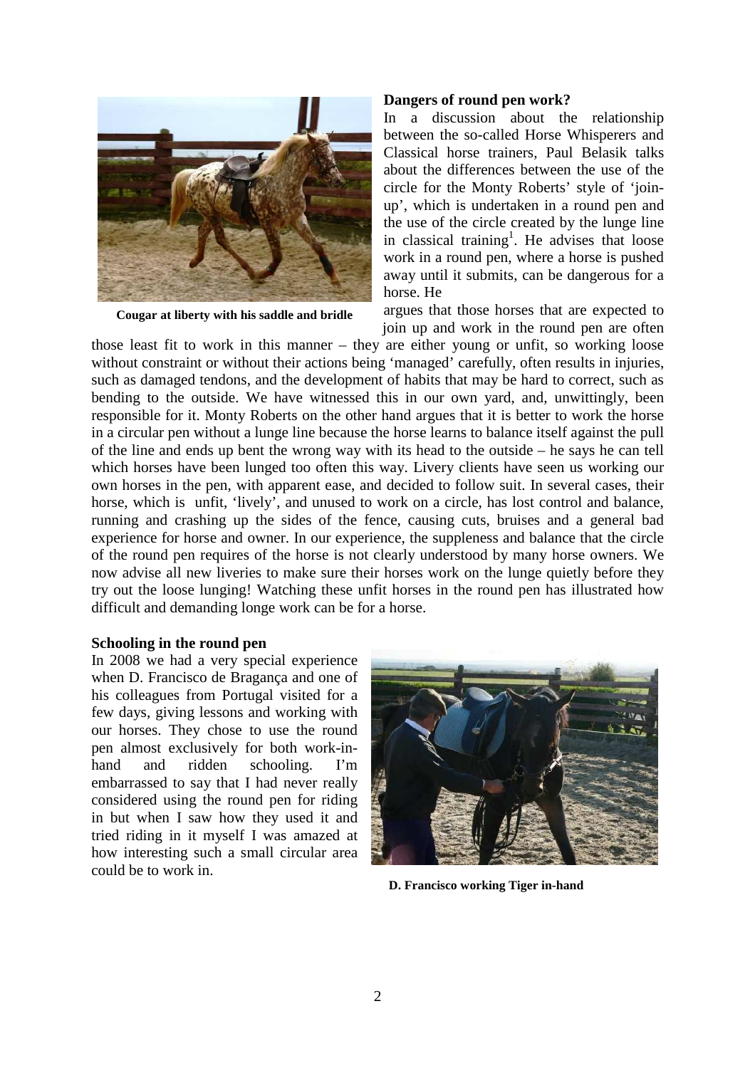Cougar at liberty with his saddle and bridle

### Dangers of round pen work?

In a discussion about the relationship between the so-called Horse Whisperers and Classical horse trainers, Paul Belasik talks about the differences between the use of the circle for the Monty Roberts' style of 'join-up', which is undertaken in a round pen and the use of the circle created by the lunge line in classical training[1]. He advises that loose work in a round pen, where a horse is pushed away until it submits, can be dangerous for a horse. He argues that those horses that are expected to join up and work in the round pen are often those least fit to work in this manner – they are either young or unfit, so working loose without constraint or without their actions being 'managed' carefully, often results in injuries, such as damaged tendons, and the development of habits that may be hard to correct, such as bending to the outside. We have witnessed this in our own yard, and, unwittingly, been responsible for it. Monty Roberts on the other hand argues that it is better to work the horse in a circular pen without a lunge line because the horse learns to balance itself against the pull of the line and ends up bent the wrong way with its head to the outside – he says he can tell which horses have been lunged too often this way. Livery clients have seen us working our own horses in the pen, with apparent ease, and decided to follow suit. In several cases, their horse, which is unfit, 'lively', and unused to work on a circle, has lost control and balance, running and crashing up the sides of the fence, causing cuts, bruises and a general bad experience for horse and owner. In our experience, the suppleness and balance that the circle of the round pen requires of the horse is not clearly understood by many horse owners. We now advise all new liveries to make sure their horses work on the lunge quietly before they try out the loose lunging! Watching these unfit horses in the round pen has illustrated how difficult and demanding longe work can be for a horse.

### Schooling in the round pen

In 2008 we had a very special experience when D. Francisco de Bragança and one of his colleagues from Portugal visited for a few days, giving lessons and working with our horses. They chose to use the round pen almost exclusively for both work-in-hand and ridden schooling. I'm embarrassed to say that I had never really considered using the round pen for riding in but when I saw how they used it and tried riding in it myself I was amazed at how interesting such a small circular area could be to work in.

D. Francisco working Tiger in-hand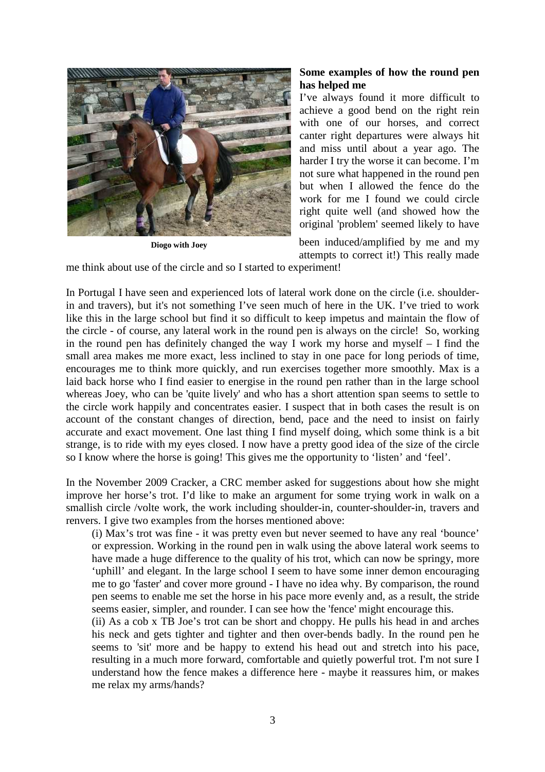Diogo with Joey

**Some examples of how the round pen has helped me**

I've always found it more difficult to achieve a good bend on the right rein with one of our horses, and correct canter right departures were always hit and miss until about a year ago. The harder I try the worse it can become. I'm not sure what happened in the round pen but when I allowed the fence do the work for me I found we could circle right quite well (and showed how the original 'problem' seemed likely to have been induced/amplified by me and my attempts to correct it!) This really made me think about use of the circle and so I started to experiment!

In Portugal I have seen and experienced lots of lateral work done on the circle (i.e. shoulder-in and travers), but it's not something I've seen much of here in the UK. I've tried to work like this in the large school but find it so difficult to keep impetus and maintain the flow of the circle - of course, any lateral work in the round pen is always on the circle! So, working in the round pen has definitely changed the way I work my horse and myself – I find the small area makes me more exact, less inclined to stay in one pace for long periods of time, encourages me to think more quickly, and run exercises together more smoothly. Max is a laid back horse who I find easier to energise in the round pen rather than in the large school whereas Joey, who can be 'quite lively' and who has a short attention span seems to settle to the circle work happily and concentrates easier. I suspect that in both cases the result is on account of the constant changes of direction, bend, pace and the need to insist on fairly accurate and exact movement. One last thing I find myself doing, which some think is a bit strange, is to ride with my eyes closed. I now have a pretty good idea of the size of the circle so I know where the horse is going! This gives me the opportunity to 'listen' and 'feel'.

In the November 2009 Cracker, a CRC member asked for suggestions about how she might improve her horse's trot. I'd like to make an argument for some trying work in walk on a smallish circle /volte work, the work including shoulder-in, counter-shoulder-in, travers and renvers. I give two examples from the horses mentioned above:

(i) Max's trot was fine - it was pretty even but never seemed to have any real 'bounce' or expression. Working in the round pen in walk using the above lateral work seems to have made a huge difference to the quality of his trot, which can now be springy, more 'uphill' and elegant. In the large school I seem to have some inner demon encouraging me to go 'faster' and cover more ground - I have no idea why. By comparison, the round pen seems to enable me set the horse in his pace more evenly and, as a result, the stride seems easier, simpler, and rounder. I can see how the 'fence' might encourage this.

(ii) As a cob x TB Joe's trot can be short and choppy. He pulls his head in and arches his neck and gets tighter and tighter and then over-bends badly. In the round pen he seems to 'sit' more and be happy to extend his head out and stretch into his pace, resulting in a much more forward, comfortable and quietly powerful trot. I'm not sure I understand how the fence makes a difference here - maybe it reassures him, or makes me relax my arms/hands?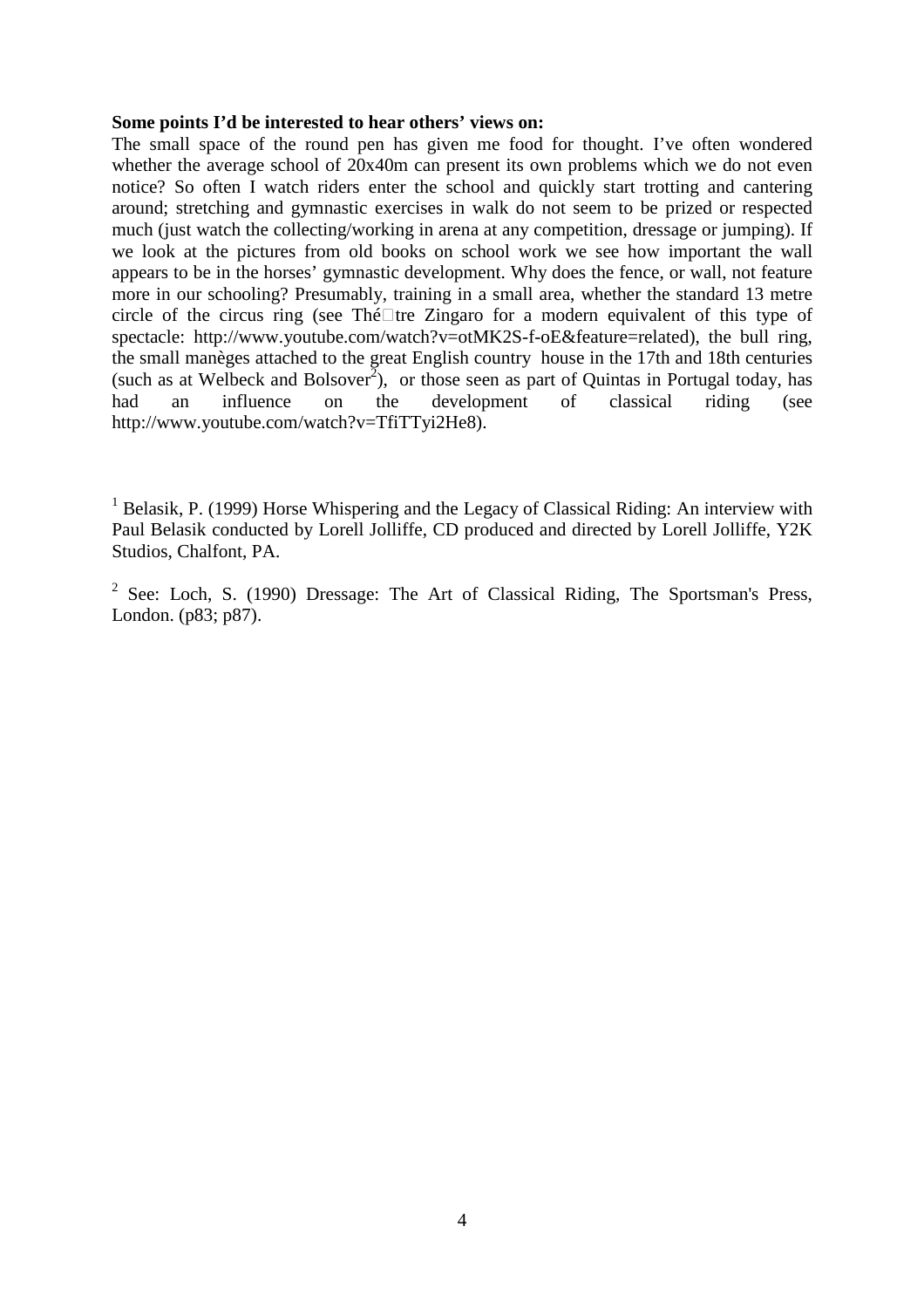**Some points I'd be interested to hear others' views on:**

The small space of the round pen has given me food for thought. I've often wondered whether the average school of 20x40m can present its own problems which we do not even notice? So often I watch riders enter the school and quickly start trotting and cantering around; stretching and gymnastic exercises in walk do not seem to be prized or respected much (just watch the collecting/working in arena at any competition, dressage or jumping). If we look at the pictures from old books on school work we see how important the wall appears to be in the horses' gymnastic development. Why does the fence, or wall, not feature more in our schooling? Presumably, training in a small area, whether the standard 13 metre circle of the circus ring (see Thé□tre Zingaro for a modern equivalent of this type of spectacle: http://www.youtube.com/watch?v=otMK2S-f-oE&feature=related), the bull ring, the small manèges attached to the great English country house in the 17th and 18th centuries (such as at Welbeck and Bolsover[2]), or those seen as part of Quintas in Portugal today, has had an influence on the development of classical riding (see http://www.youtube.com/watch?v=TfiTTyi2He8).

[1] Belasik, P. (1999) Horse Whispering and the Legacy of Classical Riding: An interview with Paul Belasik conducted by Lorell Jolliffe, CD produced and directed by Lorell Jolliffe, Y2K Studios, Chalfont, PA.

[2] See: Loch, S. (1990) Dressage: The Art of Classical Riding, The Sportsman's Press, London. (p83; p87).